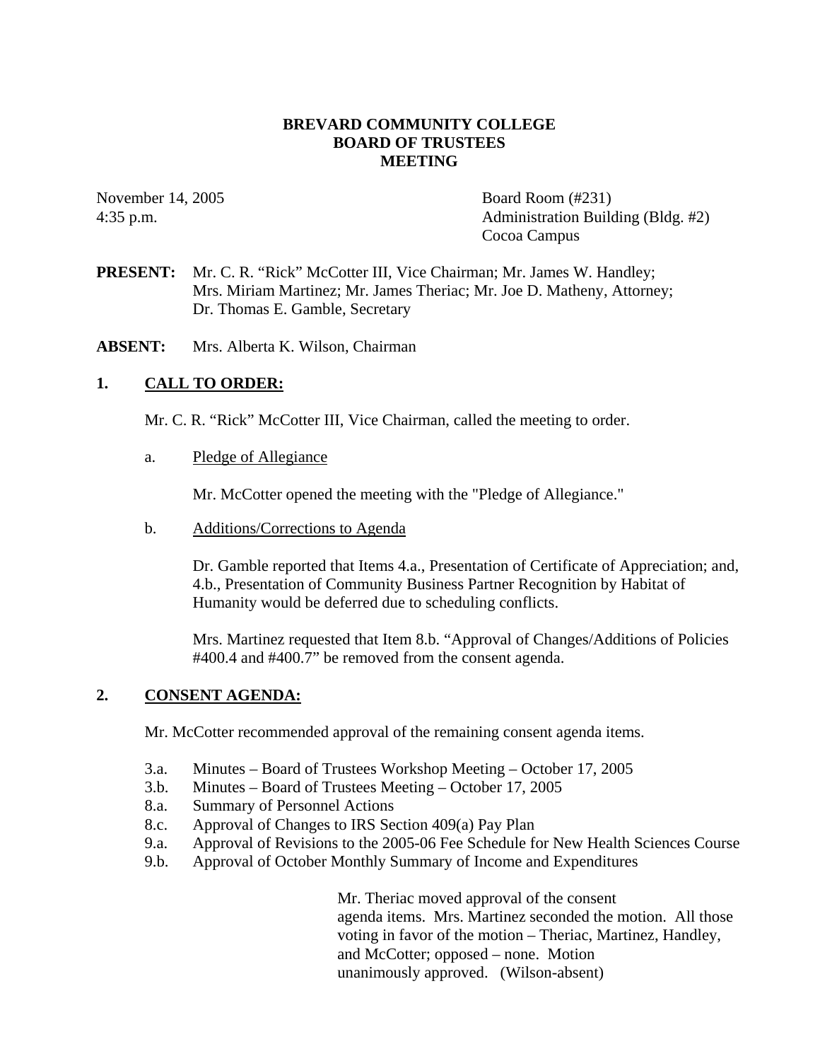# BREVARD COMMUNITY COLLEGE
## BOARD OF TRUSTEES
## MEETING

November 14, 2005
4:35 p.m.

Board Room (#231)
Administration Building (Bldg. #2)
Cocoa Campus

**PRESENT:** Mr. C. R. "Rick" McCotter III, Vice Chairman; Mr. James W. Handley; Mrs. Miriam Martinez; Mr. James Theriac; Mr. Joe D. Matheny, Attorney; Dr. Thomas E. Gamble, Secretary

**ABSENT:** Mrs. Alberta K. Wilson, Chairman

## 1. CALL TO ORDER:

Mr. C. R. "Rick" McCotter III, Vice Chairman, called the meeting to order.

a. Pledge of Allegiance

Mr. McCotter opened the meeting with the "Pledge of Allegiance."

b. Additions/Corrections to Agenda

Dr. Gamble reported that Items 4.a., Presentation of Certificate of Appreciation; and, 4.b., Presentation of Community Business Partner Recognition by Habitat of Humanity would be deferred due to scheduling conflicts.

Mrs. Martinez requested that Item 8.b. "Approval of Changes/Additions of Policies #400.4 and #400.7" be removed from the consent agenda.

## 2. CONSENT AGENDA:

Mr. McCotter recommended approval of the remaining consent agenda items.

- 3.a. Minutes – Board of Trustees Workshop Meeting – October 17, 2005
- 3.b. Minutes – Board of Trustees Meeting – October 17, 2005
- 8.a. Summary of Personnel Actions
- 8.c. Approval of Changes to IRS Section 409(a) Pay Plan
- 9.a. Approval of Revisions to the 2005-06 Fee Schedule for New Health Sciences Course
- 9.b. Approval of October Monthly Summary of Income and Expenditures

Mr. Theriac moved approval of the consent agenda items. Mrs. Martinez seconded the motion. All those voting in favor of the motion – Theriac, Martinez, Handley, and McCotter; opposed – none. Motion unanimously approved. (Wilson-absent)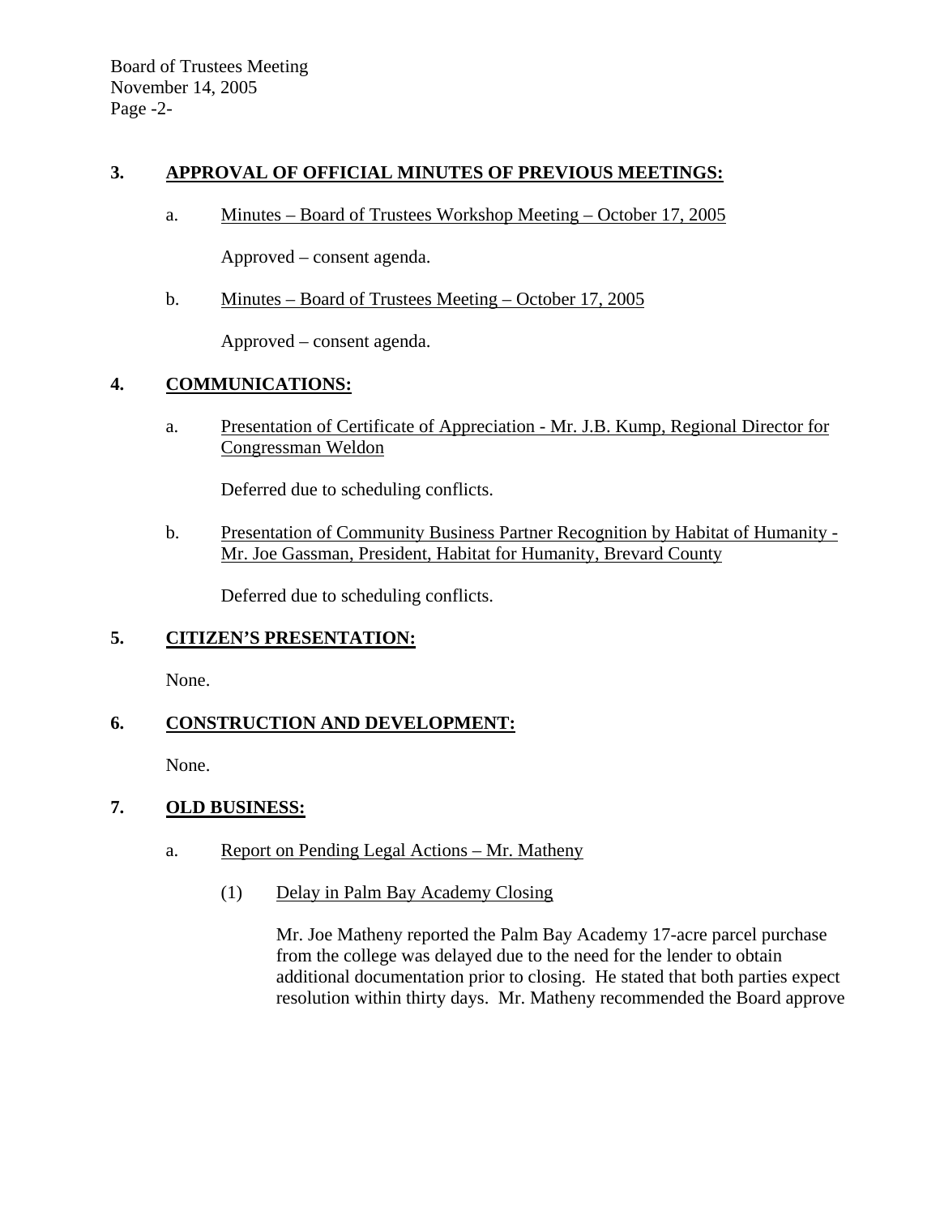## 3. APPROVAL OF OFFICIAL MINUTES OF PREVIOUS MEETINGS:

a. Minutes – Board of Trustees Workshop Meeting – October 17, 2005

Approved – consent agenda.

b. Minutes – Board of Trustees Meeting – October 17, 2005

Approved – consent agenda.

## 4. COMMUNICATIONS:

a. Presentation of Certificate of Appreciation - Mr. J.B. Kump, Regional Director for Congressman Weldon

Deferred due to scheduling conflicts.

b. Presentation of Community Business Partner Recognition by Habitat of Humanity - Mr. Joe Gassman, President, Habitat for Humanity, Brevard County

Deferred due to scheduling conflicts.

## 5. CITIZEN'S PRESENTATION:

None.

## 6. CONSTRUCTION AND DEVELOPMENT:

None.

## 7. OLD BUSINESS:

a. Report on Pending Legal Actions – Mr. Matheny

(1) Delay in Palm Bay Academy Closing

Mr. Joe Matheny reported the Palm Bay Academy 17-acre parcel purchase from the college was delayed due to the need for the lender to obtain additional documentation prior to closing. He stated that both parties expect resolution within thirty days. Mr. Matheny recommended the Board approve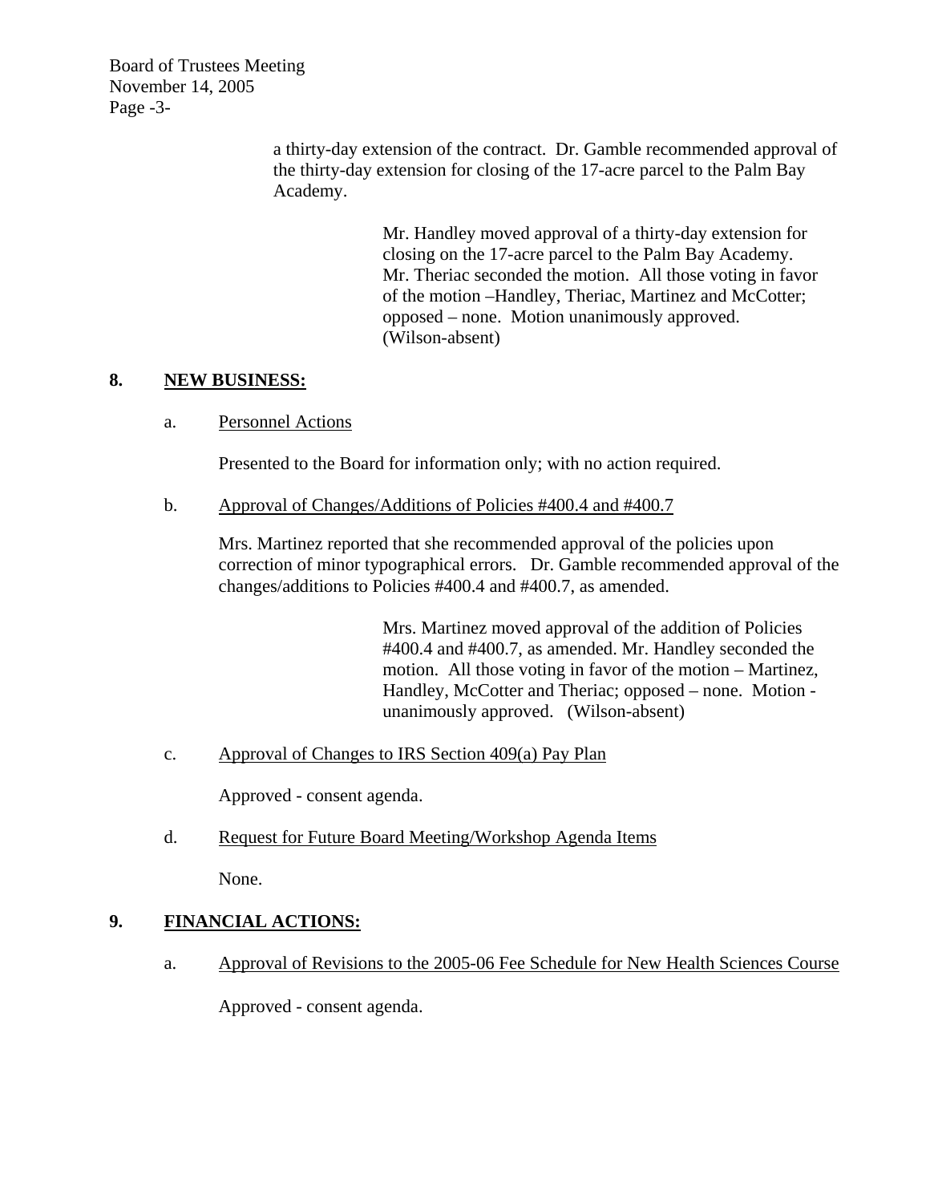a thirty-day extension of the contract. Dr. Gamble recommended approval of the thirty-day extension for closing of the 17-acre parcel to the Palm Bay Academy.

> Mr. Handley moved approval of a thirty-day extension for closing on the 17-acre parcel to the Palm Bay Academy. Mr. Theriac seconded the motion. All those voting in favor of the motion –Handley, Theriac, Martinez and McCotter; opposed – none. Motion unanimously approved. (Wilson-absent)

## 8. NEW BUSINESS:

a. Personnel Actions

Presented to the Board for information only; with no action required.

b. Approval of Changes/Additions of Policies #400.4 and #400.7

Mrs. Martinez reported that she recommended approval of the policies upon correction of minor typographical errors. Dr. Gamble recommended approval of the changes/additions to Policies #400.4 and #400.7, as amended.

> Mrs. Martinez moved approval of the addition of Policies #400.4 and #400.7, as amended. Mr. Handley seconded the motion. All those voting in favor of the motion – Martinez, Handley, McCotter and Theriac; opposed – none. Motion - unanimously approved. (Wilson-absent)

c. Approval of Changes to IRS Section 409(a) Pay Plan

Approved - consent agenda.

d. Request for Future Board Meeting/Workshop Agenda Items

None.

## 9. FINANCIAL ACTIONS:

a. Approval of Revisions to the 2005-06 Fee Schedule for New Health Sciences Course

Approved - consent agenda.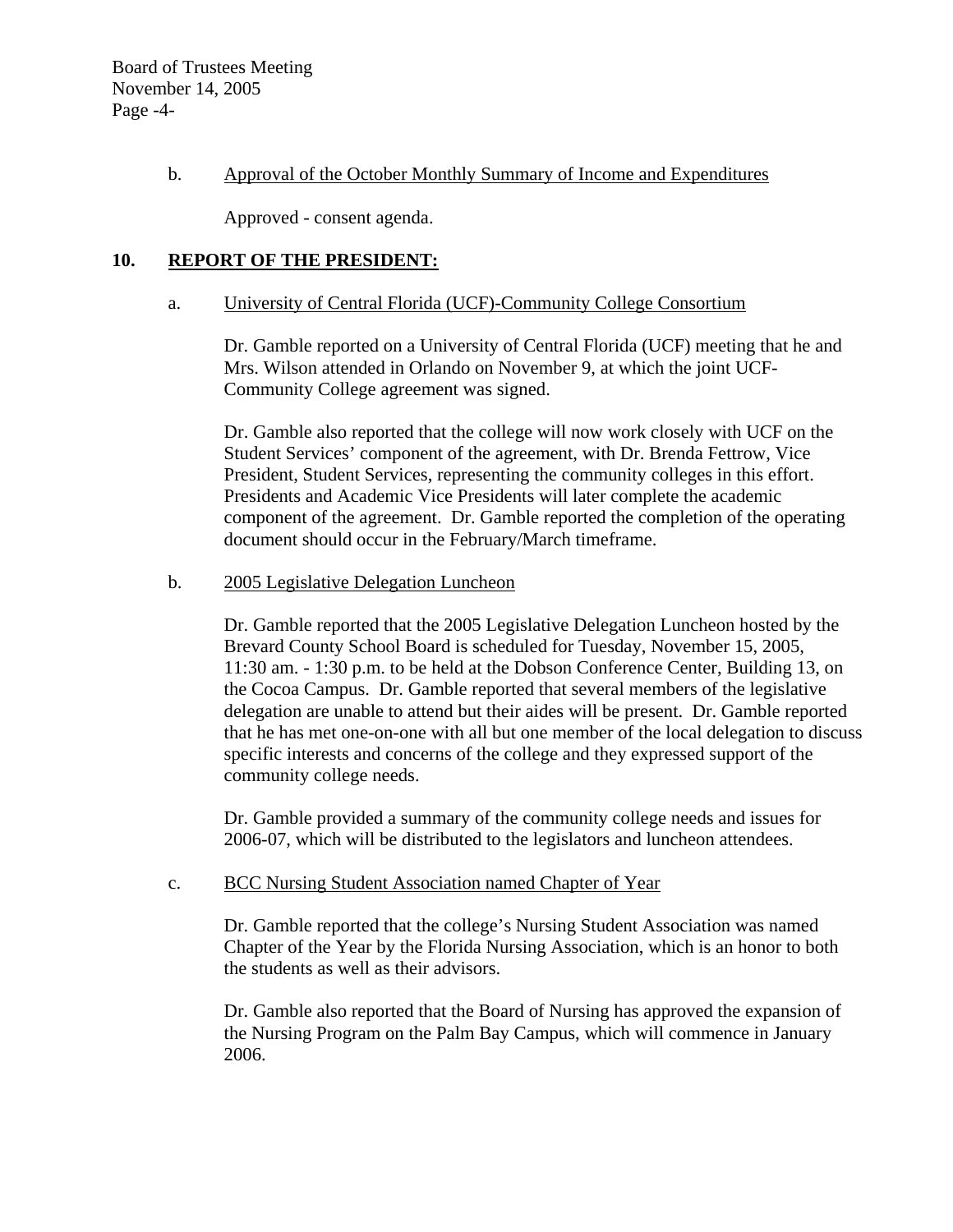b. Approval of the October Monthly Summary of Income and Expenditures

Approved - consent agenda.

## 10. REPORT OF THE PRESIDENT:

a. University of Central Florida (UCF)-Community College Consortium

Dr. Gamble reported on a University of Central Florida (UCF) meeting that he and Mrs. Wilson attended in Orlando on November 9, at which the joint UCF-Community College agreement was signed.

Dr. Gamble also reported that the college will now work closely with UCF on the Student Services' component of the agreement, with Dr. Brenda Fettrow, Vice President, Student Services, representing the community colleges in this effort. Presidents and Academic Vice Presidents will later complete the academic component of the agreement. Dr. Gamble reported the completion of the operating document should occur in the February/March timeframe.

b. 2005 Legislative Delegation Luncheon

Dr. Gamble reported that the 2005 Legislative Delegation Luncheon hosted by the Brevard County School Board is scheduled for Tuesday, November 15, 2005, 11:30 am. - 1:30 p.m. to be held at the Dobson Conference Center, Building 13, on the Cocoa Campus. Dr. Gamble reported that several members of the legislative delegation are unable to attend but their aides will be present. Dr. Gamble reported that he has met one-on-one with all but one member of the local delegation to discuss specific interests and concerns of the college and they expressed support of the community college needs.

Dr. Gamble provided a summary of the community college needs and issues for 2006-07, which will be distributed to the legislators and luncheon attendees.

c. BCC Nursing Student Association named Chapter of Year

Dr. Gamble reported that the college's Nursing Student Association was named Chapter of the Year by the Florida Nursing Association, which is an honor to both the students as well as their advisors.

Dr. Gamble also reported that the Board of Nursing has approved the expansion of the Nursing Program on the Palm Bay Campus, which will commence in January 2006.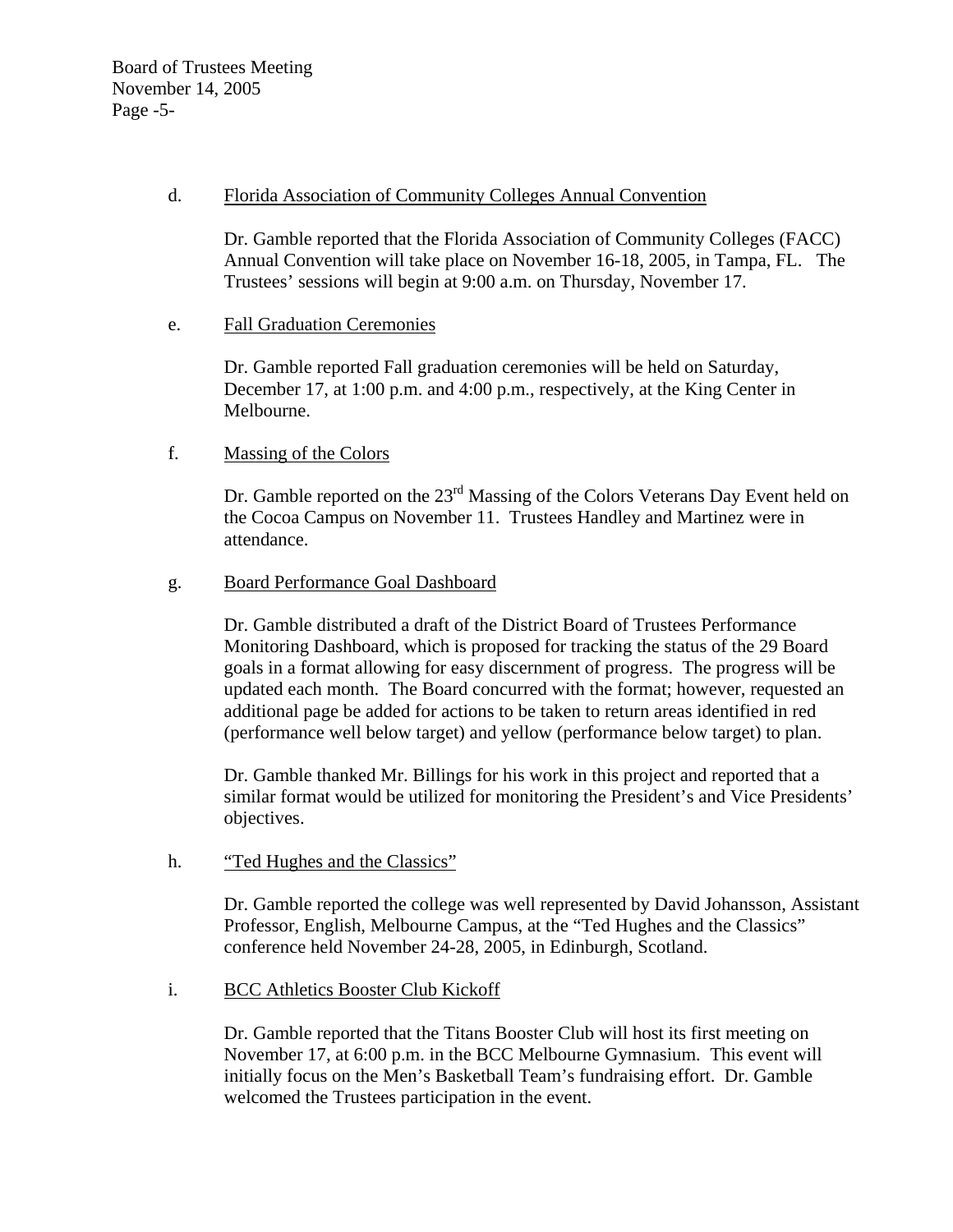d. <u>Florida Association of Community Colleges Annual Convention</u>

Dr. Gamble reported that the Florida Association of Community Colleges (FACC) Annual Convention will take place on November 16-18, 2005, in Tampa, FL. The Trustees' sessions will begin at 9:00 a.m. on Thursday, November 17.

e. <u>Fall Graduation Ceremonies</u>

Dr. Gamble reported Fall graduation ceremonies will be held on Saturday, December 17, at 1:00 p.m. and 4:00 p.m., respectively, at the King Center in Melbourne.

f. <u>Massing of the Colors</u>

Dr. Gamble reported on the 23rd Massing of the Colors Veterans Day Event held on the Cocoa Campus on November 11. Trustees Handley and Martinez were in attendance.

g. <u>Board Performance Goal Dashboard</u>

Dr. Gamble distributed a draft of the District Board of Trustees Performance Monitoring Dashboard, which is proposed for tracking the status of the 29 Board goals in a format allowing for easy discernment of progress. The progress will be updated each month. The Board concurred with the format; however, requested an additional page be added for actions to be taken to return areas identified in red (performance well below target) and yellow (performance below target) to plan.

Dr. Gamble thanked Mr. Billings for his work in this project and reported that a similar format would be utilized for monitoring the President's and Vice Presidents' objectives.

h. <u>"Ted Hughes and the Classics"</u>

Dr. Gamble reported the college was well represented by David Johansson, Assistant Professor, English, Melbourne Campus, at the "Ted Hughes and the Classics" conference held November 24-28, 2005, in Edinburgh, Scotland.

i. <u>BCC Athletics Booster Club Kickoff</u>

Dr. Gamble reported that the Titans Booster Club will host its first meeting on November 17, at 6:00 p.m. in the BCC Melbourne Gymnasium. This event will initially focus on the Men's Basketball Team's fundraising effort. Dr. Gamble welcomed the Trustees participation in the event.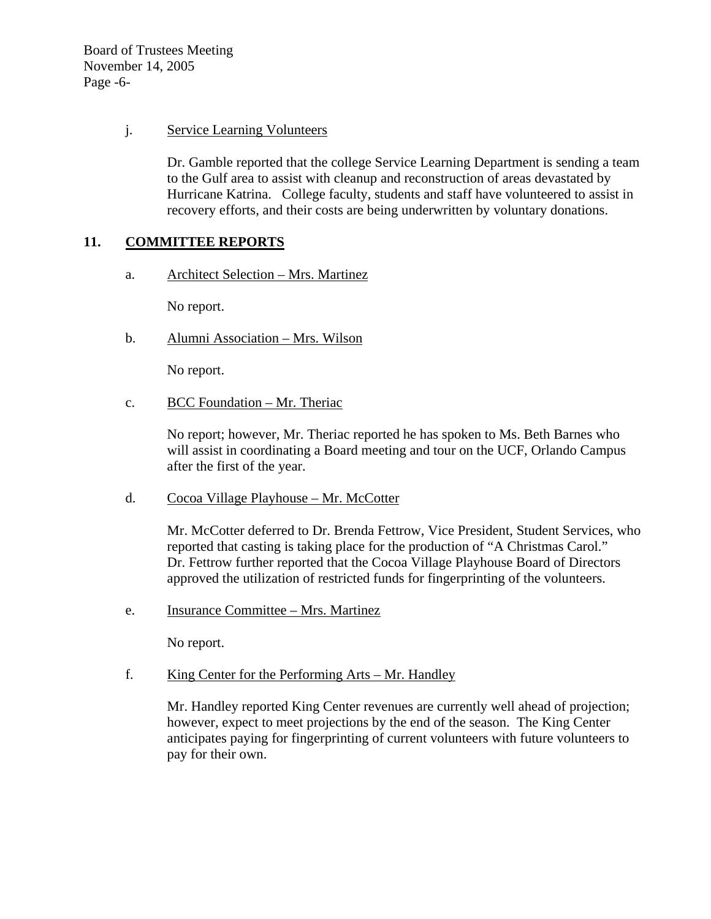j. Service Learning Volunteers

Dr. Gamble reported that the college Service Learning Department is sending a team to the Gulf area to assist with cleanup and reconstruction of areas devastated by Hurricane Katrina. College faculty, students and staff have volunteered to assist in recovery efforts, and their costs are being underwritten by voluntary donations.

## 11. COMMITTEE REPORTS

a. Architect Selection – Mrs. Martinez

No report.

b. Alumni Association – Mrs. Wilson

No report.

c. BCC Foundation – Mr. Theriac

No report; however, Mr. Theriac reported he has spoken to Ms. Beth Barnes who will assist in coordinating a Board meeting and tour on the UCF, Orlando Campus after the first of the year.

d. Cocoa Village Playhouse – Mr. McCotter

Mr. McCotter deferred to Dr. Brenda Fettrow, Vice President, Student Services, who reported that casting is taking place for the production of "A Christmas Carol." Dr. Fettrow further reported that the Cocoa Village Playhouse Board of Directors approved the utilization of restricted funds for fingerprinting of the volunteers.

e. Insurance Committee – Mrs. Martinez

No report.

f. King Center for the Performing Arts – Mr. Handley

Mr. Handley reported King Center revenues are currently well ahead of projection; however, expect to meet projections by the end of the season. The King Center anticipates paying for fingerprinting of current volunteers with future volunteers to pay for their own.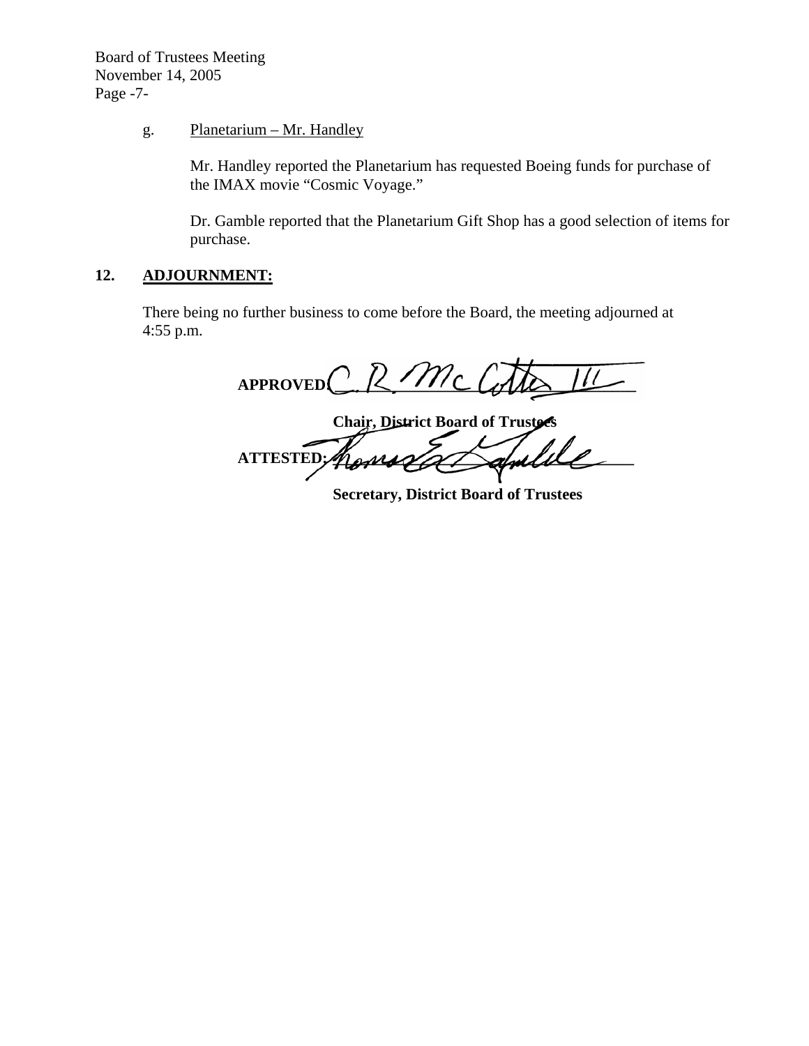g. Planetarium – Mr. Handley

Mr. Handley reported the Planetarium has requested Boeing funds for purchase of the IMAX movie "Cosmic Voyage."

Dr. Gamble reported that the Planetarium Gift Shop has a good selection of items for purchase.

## 12. ADJOURNMENT:

There being no further business to come before the Board, the meeting adjourned at 4:55 p.m.

**APPROVED:** C. R. McCotter III

**Chair, District Board of Trustees**

**ATTESTED:** Thomas E. Gamble

**Secretary, District Board of Trustees**